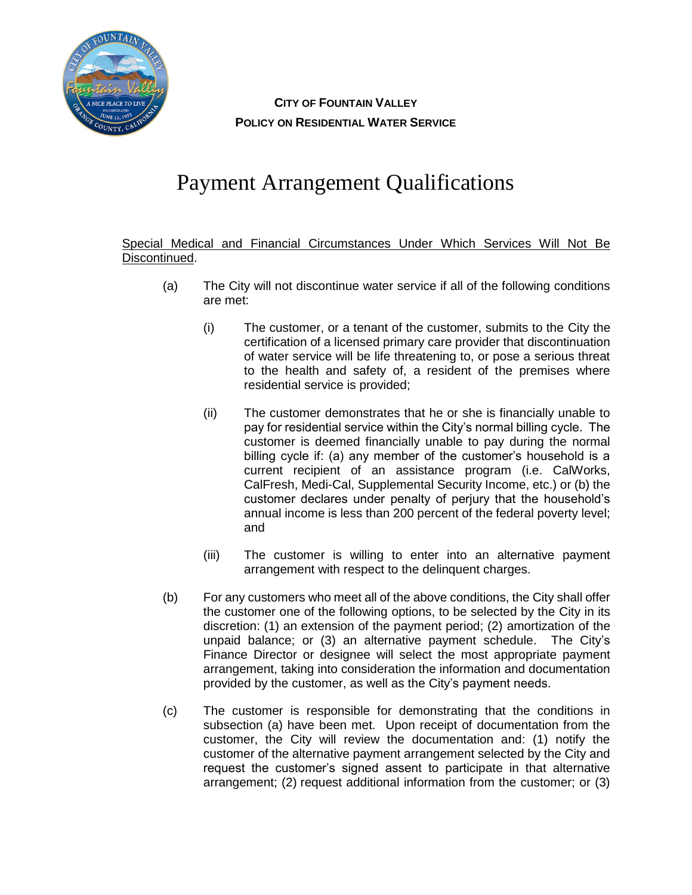**CITY OF FOUNTAIN VALLEY**
**POLICY ON RESIDENTIAL WATER SERVICE**

# Payment Arrangement Qualifications

Special Medical and Financial Circumstances Under Which Services Will Not Be Discontinued.

(a) The City will not discontinue water service if all of the following conditions are met:

(i) The customer, or a tenant of the customer, submits to the City the certification of a licensed primary care provider that discontinuation of water service will be life threatening to, or pose a serious threat to the health and safety of, a resident of the premises where residential service is provided;

(ii) The customer demonstrates that he or she is financially unable to pay for residential service within the City's normal billing cycle. The customer is deemed financially unable to pay during the normal billing cycle if: (a) any member of the customer's household is a current recipient of an assistance program (i.e. CalWorks, CalFresh, Medi-Cal, Supplemental Security Income, etc.) or (b) the customer declares under penalty of perjury that the household's annual income is less than 200 percent of the federal poverty level; and

(iii) The customer is willing to enter into an alternative payment arrangement with respect to the delinquent charges.

(b) For any customers who meet all of the above conditions, the City shall offer the customer one of the following options, to be selected by the City in its discretion: (1) an extension of the payment period; (2) amortization of the unpaid balance; or (3) an alternative payment schedule. The City's Finance Director or designee will select the most appropriate payment arrangement, taking into consideration the information and documentation provided by the customer, as well as the City's payment needs.

(c) The customer is responsible for demonstrating that the conditions in subsection (a) have been met. Upon receipt of documentation from the customer, the City will review the documentation and: (1) notify the customer of the alternative payment arrangement selected by the City and request the customer's signed assent to participate in that alternative arrangement; (2) request additional information from the customer; or (3)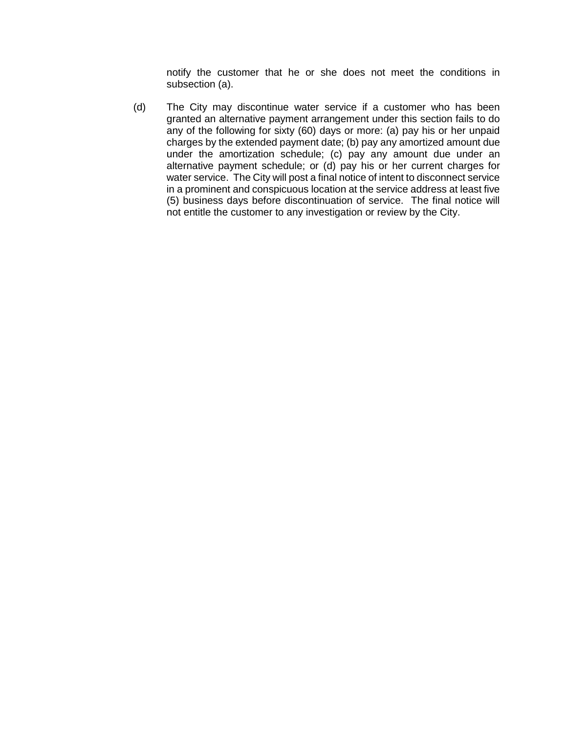notify the customer that he or she does not meet the conditions in subsection (a).

(d) The City may discontinue water service if a customer who has been granted an alternative payment arrangement under this section fails to do any of the following for sixty (60) days or more: (a) pay his or her unpaid charges by the extended payment date; (b) pay any amortized amount due under the amortization schedule; (c) pay any amount due under an alternative payment schedule; or (d) pay his or her current charges for water service. The City will post a final notice of intent to disconnect service in a prominent and conspicuous location at the service address at least five (5) business days before discontinuation of service. The final notice will not entitle the customer to any investigation or review by the City.